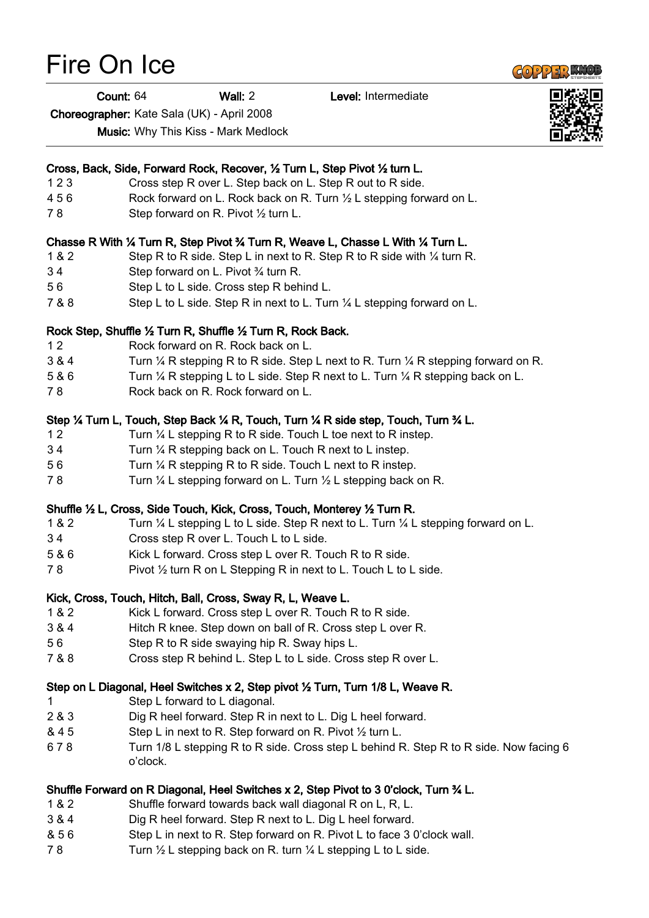# Fire On Ice

**Count:** 64 **Wall:** 2 **Level:** Intermediate

**Choreographer:** Kate Sala (UK) - April 2008

**Music:** Why This Kiss - Mark Medlock

**Cross, Back, Side, Forward Rock, Recover, ½ Turn L, Step Pivot ½ turn L.**

| | |
|---|---|
| 1 2 3 | Cross step R over L. Step back on L. Step R out to R side. |
| 4 5 6 | Rock forward on L. Rock back on R. Turn ½ L stepping forward on L. |
| 7 8 | Step forward on R. Pivot ½ turn L. |

**Chasse R With ¼ Turn R, Step Pivot ¾ Turn R, Weave L, Chasse L With ¼ Turn L.**

| | |
|---|---|
| 1 & 2 | Step R to R side. Step L in next to R. Step R to R side with ¼ turn R. |
| 3 4 | Step forward on L. Pivot ¾ turn R. |
| 5 6 | Step L to L side. Cross step R behind L. |
| 7 & 8 | Step L to L side. Step R in next to L. Turn ¼ L stepping forward on L. |

**Rock Step, Shuffle ½ Turn R, Shuffle ½ Turn R, Rock Back.**

| | |
|---|---|
| 1 2 | Rock forward on R. Rock back on L. |
| 3 & 4 | Turn ¼ R stepping R to R side. Step L next to R. Turn ¼ R stepping forward on R. |
| 5 & 6 | Turn ¼ R stepping L to L side. Step R next to L. Turn ¼ R stepping back on L. |
| 7 8 | Rock back on R. Rock forward on L. |

**Step ¼ Turn L, Touch, Step Back ¼ R, Touch, Turn ¼ R side step, Touch, Turn ¾ L.**

| | |
|---|---|
| 1 2 | Turn ¼ L stepping R to R side. Touch L toe next to R instep. |
| 3 4 | Turn ¼ R stepping back on L. Touch R next to L instep. |
| 5 6 | Turn ¼ R stepping R to R side. Touch L next to R instep. |
| 7 8 | Turn ¼ L stepping forward on L. Turn ½ L stepping back on R. |

**Shuffle ½ L, Cross, Side Touch, Kick, Cross, Touch, Monterey ½ Turn R.**

| | |
|---|---|
| 1 & 2 | Turn ¼ L stepping L to L side. Step R next to L. Turn ¼ L stepping forward on L. |
| 3 4 | Cross step R over L. Touch L to L side. |
| 5 & 6 | Kick L forward. Cross step L over R. Touch R to R side. |
| 7 8 | Pivot ½ turn R on L Stepping R in next to L. Touch L to L side. |

**Kick, Cross, Touch, Hitch, Ball, Cross, Sway R, L, Weave L.**

| | |
|---|---|
| 1 & 2 | Kick L forward. Cross step L over R. Touch R to R side. |
| 3 & 4 | Hitch R knee. Step down on ball of R. Cross step L over R. |
| 5 6 | Step R to R side swaying hip R. Sway hips L. |
| 7 & 8 | Cross step R behind L. Step L to L side. Cross step R over L. |

**Step on L Diagonal, Heel Switches x 2, Step pivot ½ Turn, Turn 1/8 L, Weave R.**

| | |
|---|---|
| 1 | Step L forward to L diagonal. |
| 2 & 3 | Dig R heel forward. Step R in next to L. Dig L heel forward. |
| & 4 5 | Step L in next to R. Step forward on R. Pivot ½ turn L. |
| 6 7 8 | Turn 1/8 L stepping R to R side. Cross step L behind R. Step R to R side. Now facing 6 o'clock. |

**Shuffle Forward on R Diagonal, Heel Switches x 2, Step Pivot to 3 0'clock, Turn ¾ L.**

| | |
|---|---|
| 1 & 2 | Shuffle forward towards back wall diagonal R on L, R, L. |
| 3 & 4 | Dig R heel forward. Step R next to L. Dig L heel forward. |
| & 5 6 | Step L in next to R. Step forward on R. Pivot L to face 3 0'clock wall. |
| 7 8 | Turn ½ L stepping back on R. turn ¼ L stepping L to L side. |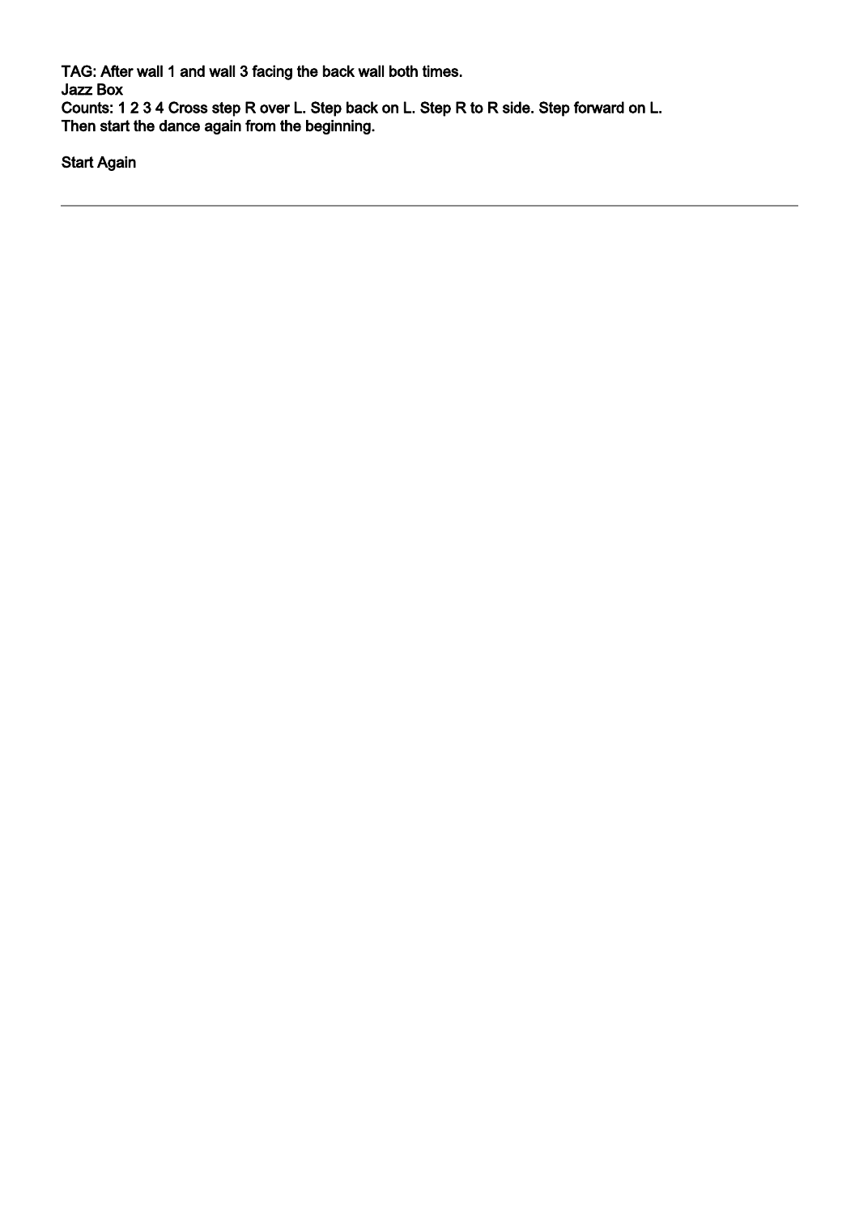TAG: After wall 1 and wall 3 facing the back wall both times.
Jazz Box
Counts: 1 2 3 4 Cross step R over L. Step back on L. Step R to R side. Step forward on L.
Then start the dance again from the beginning.

Start Again

---